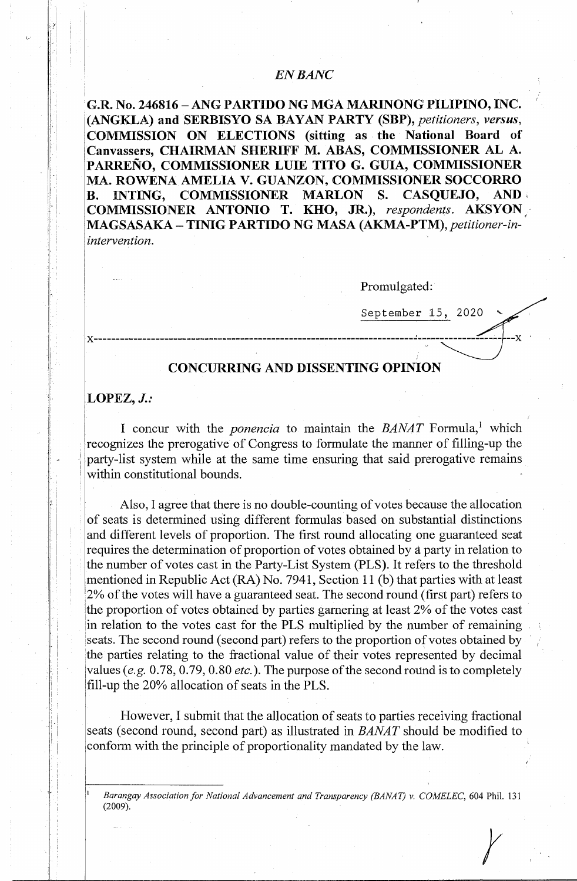*EN BANC*

**G.R. No. 246816 – ANG PARTIDO NG MGA MARINONG PILIPINO, INC. (ANGKLA) and SERBISYO SA BAYAN PARTY (SBP),** *petitioners, versus,* **COMMISSION ON ELECTIONS (sitting as the National Board of Canvassers, CHAIRMAN SHERIFF M. ABAS, COMMISSIONER AL A. PARREÑO, COMMISSIONER LUIE TITO G. GUIA, COMMISSIONER MA. ROWENA AMELIA V. GUANZON, COMMISSIONER SOCCORRO B. INTING, COMMISSIONER MARLON S. CASQUEJO, AND COMMISSIONER ANTONIO T. KHO, JR.),** *respondents.* **AKSYON MAGSASAKA – TINIG PARTIDO NG MASA (AKMA-PTM),** *petitioner-in-intervention.*

Promulgated:

September 15, 2020

x-----------------------------------------------------------------------------------------x

## CONCURRING AND DISSENTING OPINION

**LOPEZ, *J.*:**

I concur with the *ponencia* to maintain the *BANAT* Formula,[1] which recognizes the prerogative of Congress to formulate the manner of filling-up the party-list system while at the same time ensuring that said prerogative remains within constitutional bounds.

Also, I agree that there is no double-counting of votes because the allocation of seats is determined using different formulas based on substantial distinctions and different levels of proportion. The first round allocating one guaranteed seat requires the determination of proportion of votes obtained by a party in relation to the number of votes cast in the Party-List System (PLS). It refers to the threshold mentioned in Republic Act (RA) No. 7941, Section 11 (b) that parties with at least 2% of the votes will have a guaranteed seat. The second round (first part) refers to the proportion of votes obtained by parties garnering at least 2% of the votes cast in relation to the votes cast for the PLS multiplied by the number of remaining seats. The second round (second part) refers to the proportion of votes obtained by the parties relating to the fractional value of their votes represented by decimal values (*e.g.* 0.78, 0.79, 0.80 *etc.*). The purpose of the second round is to completely fill-up the 20% allocation of seats in the PLS.

However, I submit that the allocation of seats to parties receiving fractional seats (second round, second part) as illustrated in *BANAT* should be modified to conform with the principle of proportionality mandated by the law.

---

[1] *Barangay Association for National Advancement and Transparency (BANAT) v. COMELEC*, 604 Phil. 131 (2009).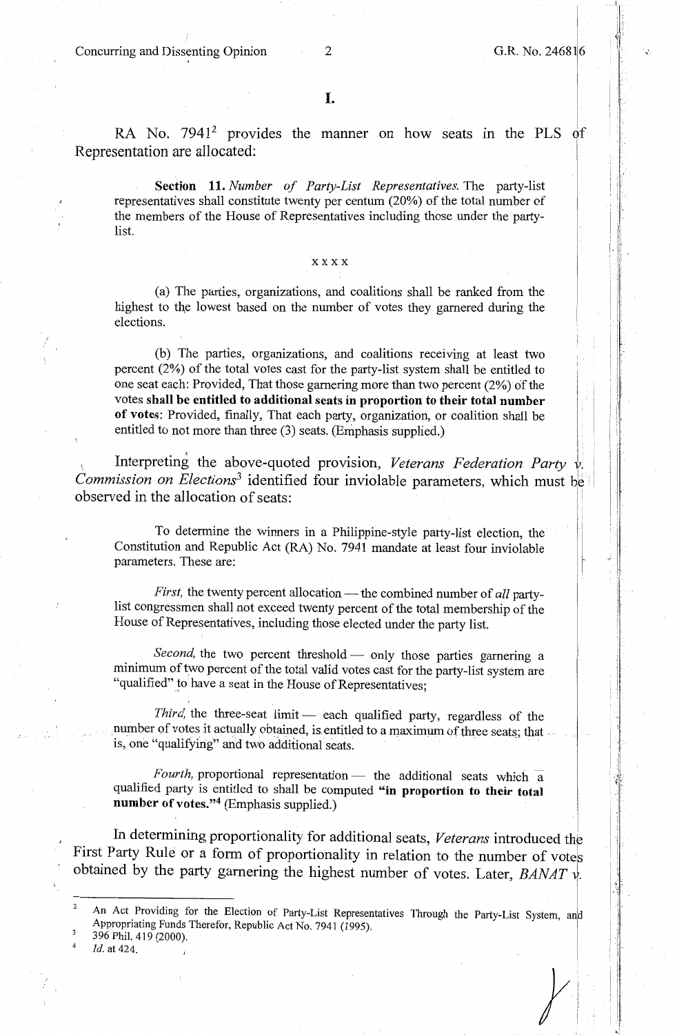# I.

RA No. 7941[2] provides the manner on how seats in the PLS of Representation are allocated:

> **Section 11.** *Number of Party-List Representatives.* The party-list representatives shall constitute twenty per centum (20%) of the total number of the members of the House of Representatives including those under the party-list.
>
> x x x x
>
> (a) The parties, organizations, and coalitions shall be ranked from the highest to the lowest based on the number of votes they garnered during the elections.
>
> (b) The parties, organizations, and coalitions receiving at least two percent (2%) of the total votes cast for the party-list system shall be entitled to one seat each: Provided, That those garnering more than two percent (2%) of the votes **shall be entitled to additional seats in proportion to their total number of votes**: Provided, finally, That each party, organization, or coalition shall be entitled to not more than three (3) seats. (Emphasis supplied.)

Interpreting the above-quoted provision, *Veterans Federation Party v. Commission on Elections*[3] identified four inviolable parameters, which must be observed in the allocation of seats:

> To determine the winners in a Philippine-style party-list election, the Constitution and Republic Act (RA) No. 7941 mandate at least four inviolable parameters. These are:
>
> *First,* the twenty percent allocation — the combined number of *all* party-list congressmen shall not exceed twenty percent of the total membership of the House of Representatives, including those elected under the party list.
>
> *Second,* the two percent threshold — only those parties garnering a minimum of two percent of the total valid votes cast for the party-list system are "qualified" to have a seat in the House of Representatives;
>
> *Third,* the three-seat limit — each qualified party, regardless of the number of votes it actually obtained, is entitled to a maximum of three seats; that is, one "qualifying" and two additional seats.
>
> *Fourth,* proportional representation — the additional seats which a qualified party is entitled to shall be computed **"in proportion to their total number of votes."**[4] (Emphasis supplied.)

In determining proportionality for additional seats, *Veterans* introduced the First Party Rule or a form of proportionality in relation to the number of votes obtained by the party garnering the highest number of votes. Later, *BANAT v.*

---

[2] An Act Providing for the Election of Party-List Representatives Through the Party-List System, and Appropriating Funds Therefor, Republic Act No. 7941 (1995).

[3] 396 Phil. 419 (2000).

[4] *Id.* at 424.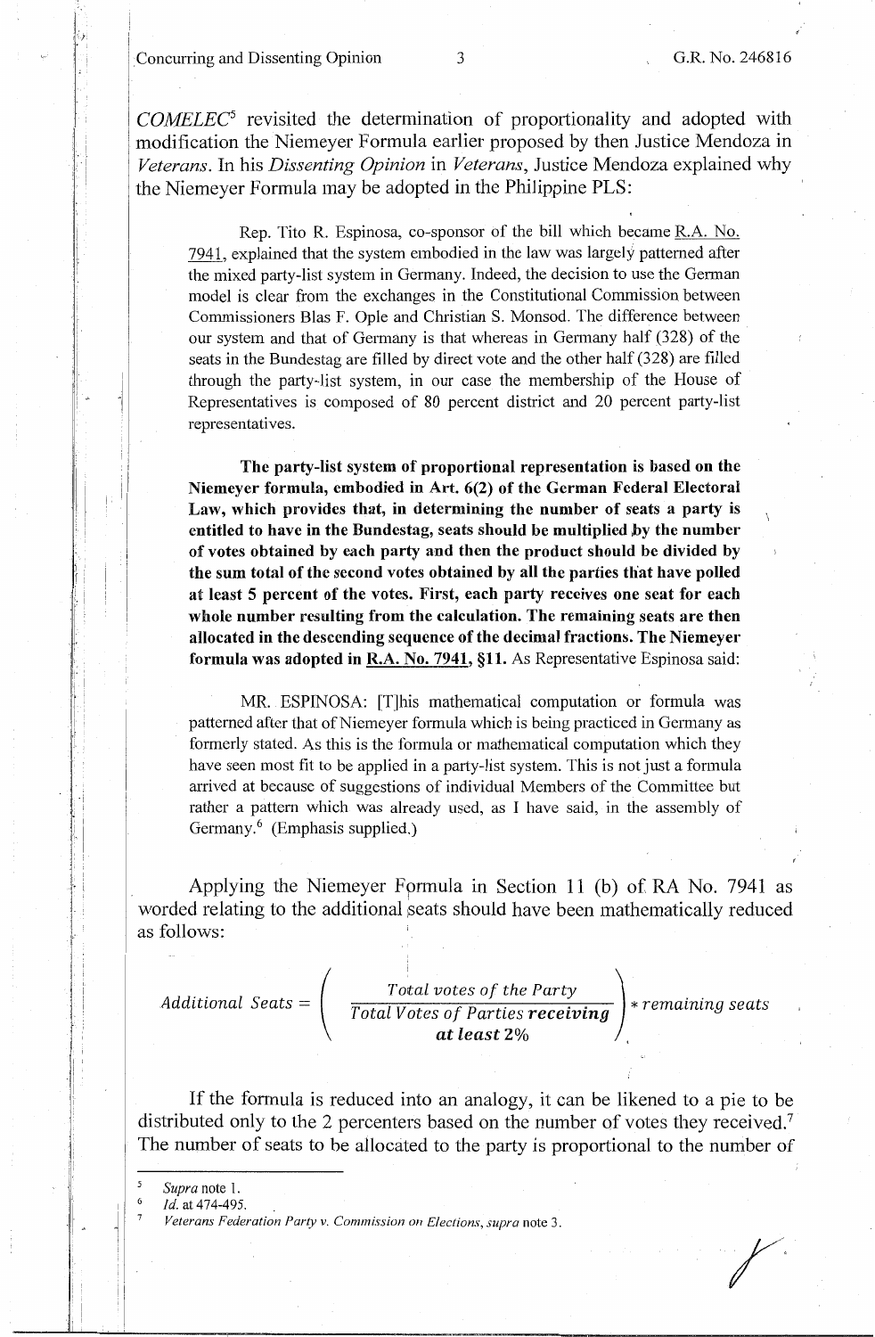*COMELEC*[5] revisited the determination of proportionality and adopted with modification the Niemeyer Formula earlier proposed by then Justice Mendoza in *Veterans*. In his *Dissenting Opinion* in *Veterans*, Justice Mendoza explained why the Niemeyer Formula may be adopted in the Philippine PLS:

> Rep. Tito R. Espinosa, co-sponsor of the bill which became R.A. No. 7941, explained that the system embodied in the law was largely patterned after the mixed party-list system in Germany. Indeed, the decision to use the German model is clear from the exchanges in the Constitutional Commission between Commissioners Blas F. Ople and Christian S. Monsod. The difference between our system and that of Germany is that whereas in Germany half (328) of the seats in the Bundestag are filled by direct vote and the other half (328) are filled through the party-list system, in our case the membership of the House of Representatives is composed of 80 percent district and 20 percent party-list representatives.
>
> **The party-list system of proportional representation is based on the Niemeyer formula, embodied in Art. 6(2) of the German Federal Electoral Law, which provides that, in determining the number of seats a party is entitled to have in the Bundestag, seats should be multiplied by the number of votes obtained by each party and then the product should be divided by the sum total of the second votes obtained by all the parties that have polled at least 5 percent of the votes. First, each party receives one seat for each whole number resulting from the calculation. The remaining seats are then allocated in the descending sequence of the decimal fractions. The Niemeyer formula was adopted in R.A. No. 7941, §11.** As Representative Espinosa said:
>
> > MR. ESPINOSA: [T]his mathematical computation or formula was patterned after that of Niemeyer formula which is being practiced in Germany as formerly stated. As this is the formula or mathematical computation which they have seen most fit to be applied in a party-list system. This is not just a formula arrived at because of suggestions of individual Members of the Committee but rather a pattern which was already used, as I have said, in the assembly of Germany.[6] (Emphasis supplied.)

Applying the Niemeyer Formula in Section 11 (b) of RA No. 7941 as worded relating to the additional seats should have been mathematically reduced as follows:

$$Additional\ Seats = \left( \frac{Total\ votes\ of\ the\ Party}{Total\ Votes\ of\ Parties\ \textbf{receiving at least}\ 2\%} \right) * remaining\ seats$$

If the formula is reduced into an analogy, it can be likened to a pie to be distributed only to the 2 percenters based on the number of votes they received.[7] The number of seats to be allocated to the party is proportional to the number of

---

[5] *Supra* note 1.

[6] *Id.* at 474-495.

[7] *Veterans Federation Party v. Commission on Elections*, *supra* note 3.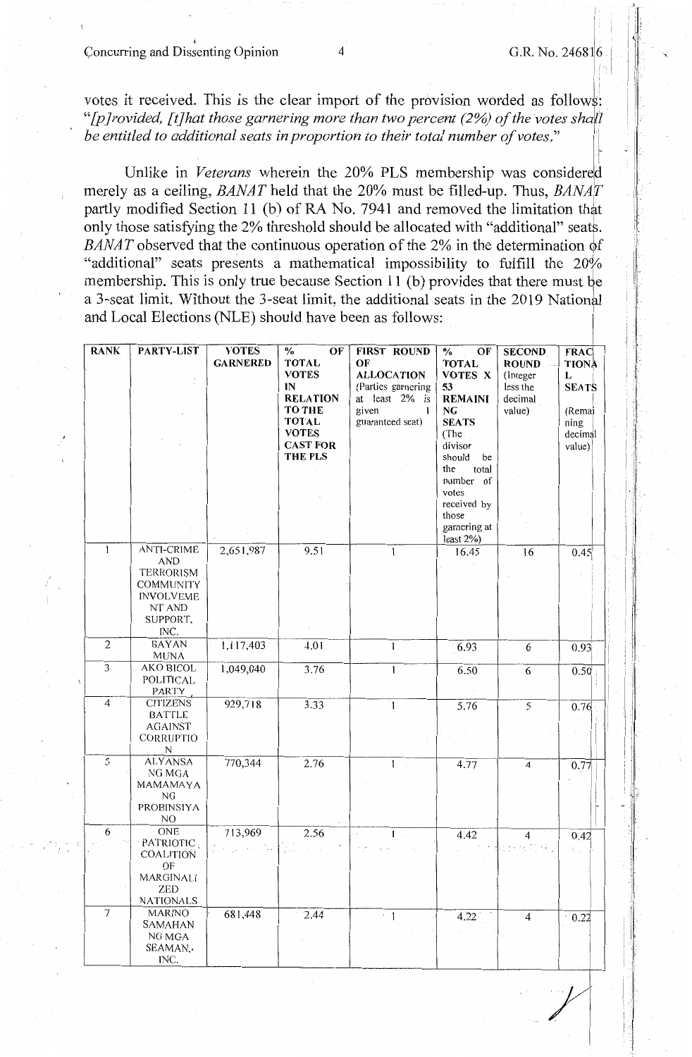votes it received. This is the clear import of the provision worded as follows: "*[p]rovided, [t]hat those garnering more than two percent (2%) of the votes shall be entitled to additional seats in proportion to their total number of votes.*"

Unlike in *Veterans* wherein the 20% PLS membership was considered merely as a ceiling, *BANAT* held that the 20% must be filled-up. Thus, *BANAT* partly modified Section 11 (b) of RA No. 7941 and removed the limitation that only those satisfying the 2% threshold should be allocated with "additional" seats. *BANAT* observed that the continuous operation of the 2% in the determination of "additional" seats presents a mathematical impossibility to fulfill the 20% membership. This is only true because Section 11 (b) provides that there must be a 3-seat limit. Without the 3-seat limit, the additional seats in the 2019 National and Local Elections (NLE) should have been as follows:

| RANK | PARTY-LIST | VOTES GARNERED | % OF TOTAL VOTES IN RELATION TO THE TOTAL VOTES CAST FOR THE PLS | FIRST ROUND OF ALLOCATION (Parties garnering at least 2% is given 1 guaranteed seat) | % OF TOTAL VOTES X 53 REMAINING SEATS (The divisor should be the total number of votes received by those garnering at least 2%) | SECOND ROUND (Integer less the decimal value) | FRACTIONAL SEATS (Remaining decimal value) |
|---|---|---|---|---|---|---|---|
| 1 | ANTI-CRIME AND TERRORISM COMMUNITY INVOLVEMENT AND SUPPORT, INC. | 2,651,987 | 9.51 | 1 | 16.45 | 16 | 0.45 |
| 2 | BAYAN MUNA | 1,117,403 | 4.01 | 1 | 6.93 | 6 | 0.93 |
| 3 | AKO BICOL POLITICAL PARTY | 1,049,040 | 3.76 | 1 | 6.50 | 6 | 0.50 |
| 4 | CITIZENS BATTLE AGAINST CORRUPTION | 929,718 | 3.33 | 1 | 5.76 | 5 | 0.76 |
| 5 | ALYANSA NG MGA MAMAMAYANG PROBINSYANO | 770,344 | 2.76 | 1 | 4.77 | 4 | 0.77 |
| 6 | ONE PATRIOTIC COALITION OF MARGINALIZED NATIONALS | 713,969 | 2.56 | 1 | 4.42 | 4 | 0.42 |
| 7 | MARINO SAMAHAN NG MGA SEAMAN, INC. | 681,448 | 2.44 | 1 | 4.22 | 4 | 0.22 |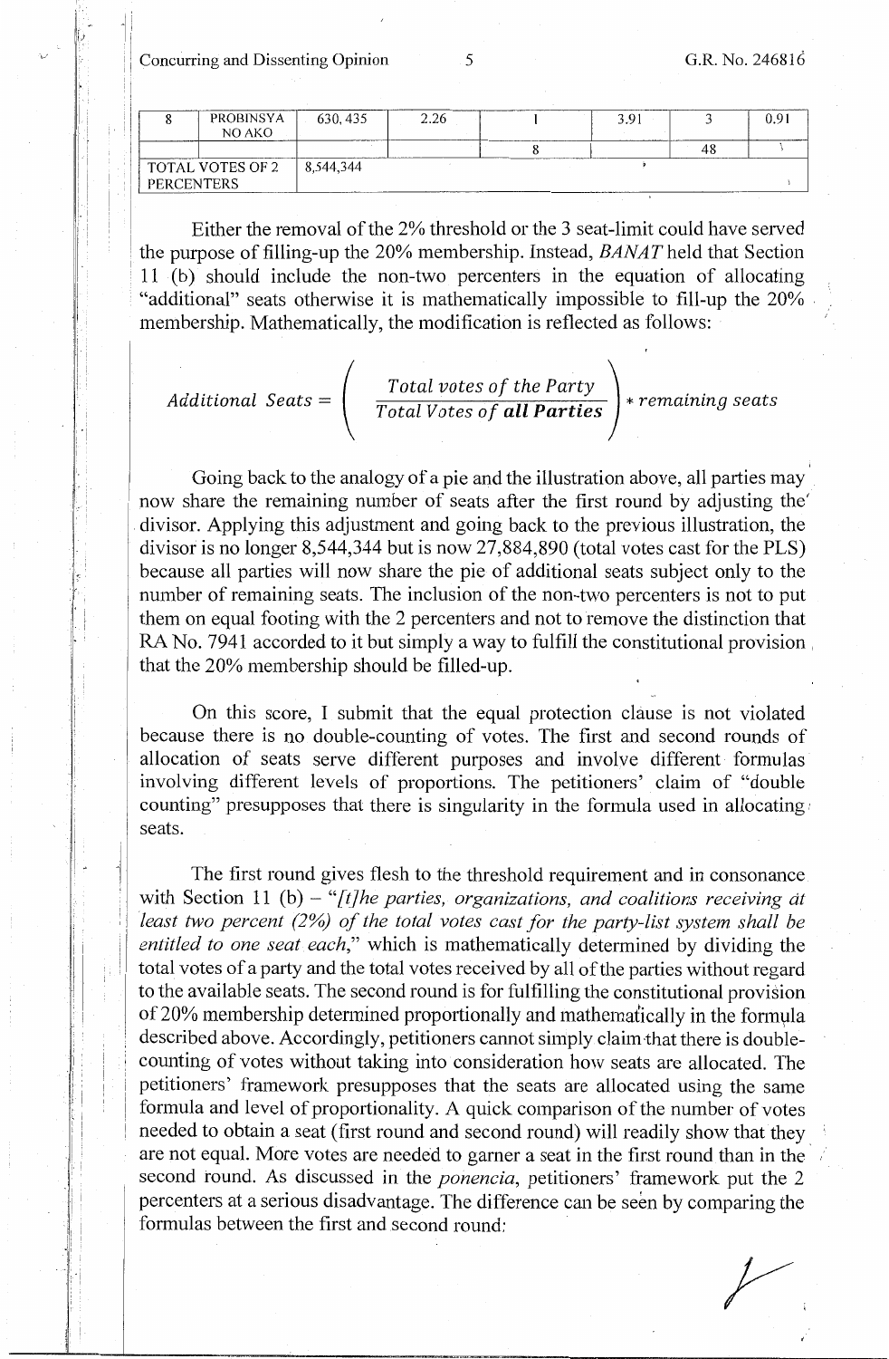| 8 | PROBINSYA NO AKO | 630, 435 | 2.26 | 1 | 3.91 | 3 | 0.91 |
|---|---|---|---|---|---|---|---|
| | | | | 8 | | 48 | |
| TOTAL VOTES OF 2 PERCENTERS | | 8,544,344 | | | | | |

Either the removal of the 2% threshold or the 3 seat-limit could have served the purpose of filling-up the 20% membership. Instead, *BANAT* held that Section 11 (b) should include the non-two percenters in the equation of allocating "additional" seats otherwise it is mathematically impossible to fill-up the 20% membership. Mathematically, the modification is reflected as follows:

$$Additional\ Seats = \left( \frac{Total\ votes\ of\ the\ Party}{Total\ Votes\ of\ \boldsymbol{all\ Parties}} \right) * remaining\ seats$$

Going back to the analogy of a pie and the illustration above, all parties may now share the remaining number of seats after the first round by adjusting the divisor. Applying this adjustment and going back to the previous illustration, the divisor is no longer 8,544,344 but is now 27,884,890 (total votes cast for the PLS) because all parties will now share the pie of additional seats subject only to the number of remaining seats. The inclusion of the non-two percenters is not to put them on equal footing with the 2 percenters and not to remove the distinction that RA No. 7941 accorded to it but simply a way to fulfill the constitutional provision that the 20% membership should be filled-up.

On this score, I submit that the equal protection clause is not violated because there is no double-counting of votes. The first and second rounds of allocation of seats serve different purposes and involve different formulas involving different levels of proportions. The petitioners' claim of "double counting" presupposes that there is singularity in the formula used in allocating seats.

The first round gives flesh to the threshold requirement and in consonance with Section 11 (b) – "*[t]he parties, organizations, and coalitions receiving at least two percent (2%) of the total votes cast for the party-list system shall be entitled to one seat each*," which is mathematically determined by dividing the total votes of a party and the total votes received by all of the parties without regard to the available seats. The second round is for fulfilling the constitutional provision of 20% membership determined proportionally and mathematically in the formula described above. Accordingly, petitioners cannot simply claim that there is double-counting of votes without taking into consideration how seats are allocated. The petitioners' framework presupposes that the seats are allocated using the same formula and level of proportionality. A quick comparison of the number of votes needed to obtain a seat (first round and second round) will readily show that they are not equal. More votes are needed to garner a seat in the first round than in the second round. As discussed in the *ponencia*, petitioners' framework put the 2 percenters at a serious disadvantage. The difference can be seen by comparing the formulas between the first and second round: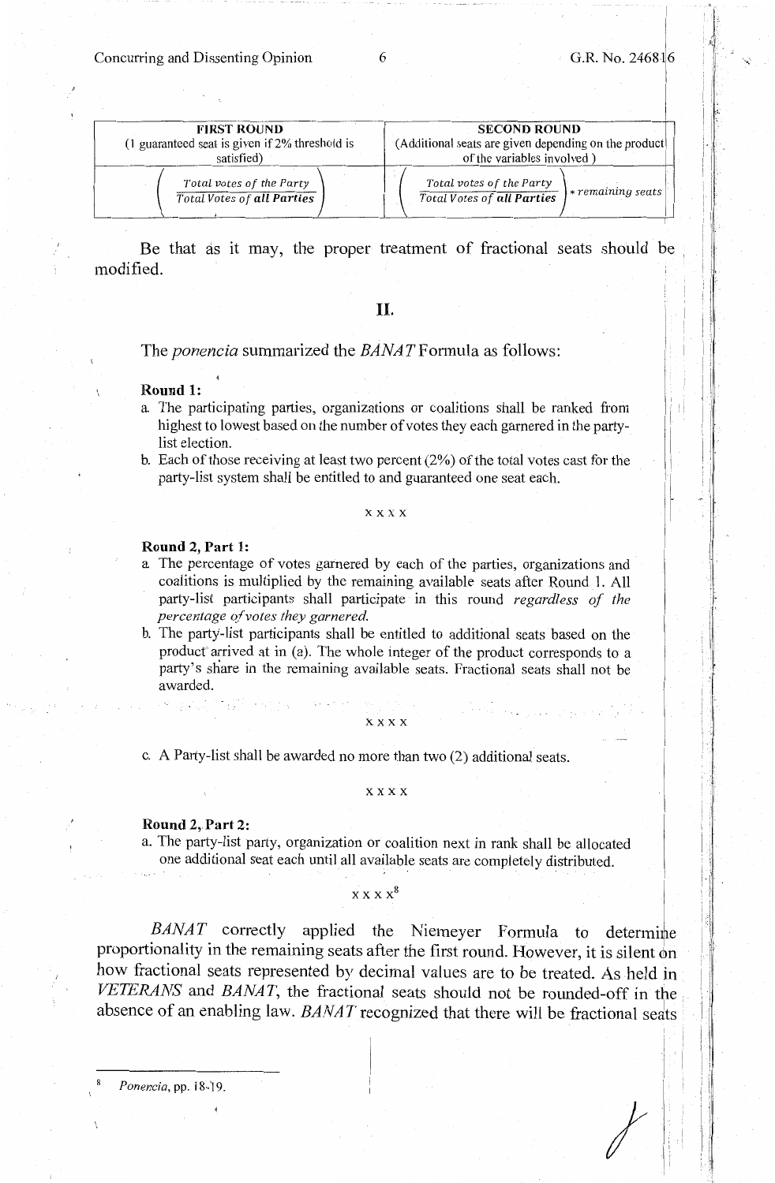| FIRST ROUND (1 guaranteed seat is given if 2% threshold is satisfied) | SECOND ROUND (Additional seats are given depending on the product of the variables involved) |
|---|---|
| $\left(\frac{\text{Total votes of the Party}}{\text{Total Votes of } \textbf{all Parties}}\right)$ | $\left(\frac{\text{Total votes of the Party}}{\text{Total Votes of } \textbf{all Parties}}\right) * \text{remaining seats}$ |

Be that as it may, the proper treatment of fractional seats should be modified.

## II.

The *ponencia* summarized the *BANAT* Formula as follows:

> **Round 1:**
>
> a. The participating parties, organizations or coalitions shall be ranked from highest to lowest based on the number of votes they each garnered in the party-list election.
>
> b. Each of those receiving at least two percent (2%) of the total votes cast for the party-list system shall be entitled to and guaranteed one seat each.
>
> x x x x
>
> **Round 2, Part 1:**
>
> a. The percentage of votes garnered by each of the parties, organizations and coalitions is multiplied by the remaining available seats after Round 1. All party-list participants shall participate in this round *regardless of the percentage of votes they garnered.*
>
> b. The party-list participants shall be entitled to additional seats based on the product arrived at in (a). The whole integer of the product corresponds to a party's share in the remaining available seats. Fractional seats shall not be awarded.
>
> x x x x
>
> c. A Party-list shall be awarded no more than two (2) additional seats.
>
> x x x x
>
> **Round 2, Part 2:**
>
> a. The party-list party, organization or coalition next in rank shall be allocated one additional seat each until all available seats are completely distributed.
>
> x x x x[8]

*BANAT* correctly applied the Niemeyer Formula to determine proportionality in the remaining seats after the first round. However, it is silent on how fractional seats represented by decimal values are to be treated. As held in *VETERANS* and *BANAT*, the fractional seats should not be rounded-off in the absence of an enabling law. *BANAT* recognized that there will be fractional seats

[8] *Ponencia*, pp. 18-19.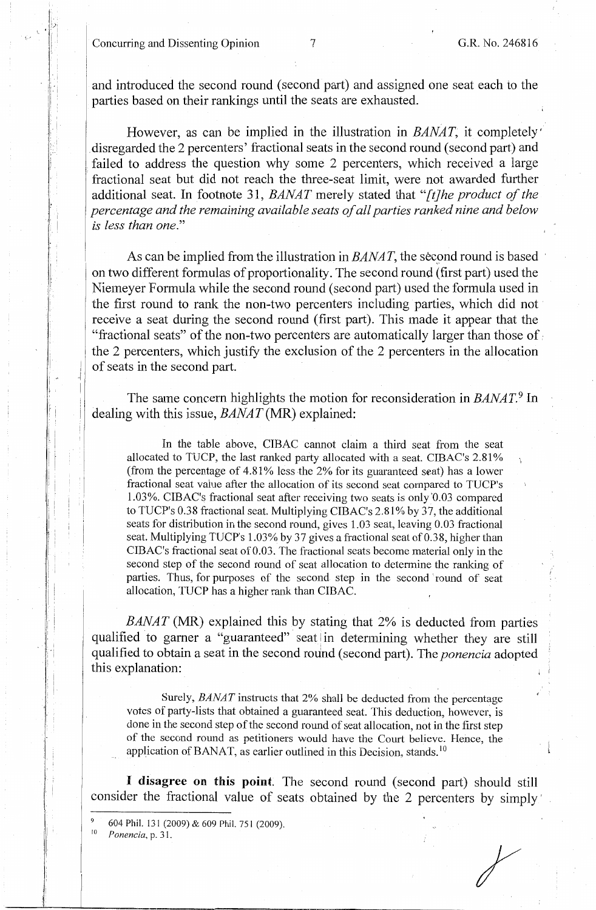and introduced the second round (second part) and assigned one seat each to the parties based on their rankings until the seats are exhausted.

However, as can be implied in the illustration in *BANAT*, it completely disregarded the 2 percenters' fractional seats in the second round (second part) and failed to address the question why some 2 percenters, which received a large fractional seat but did not reach the three-seat limit, were not awarded further additional seat. In footnote 31, *BANAT* merely stated that "*[t]he product of the percentage and the remaining available seats of all parties ranked nine and below is less than one.*"

As can be implied from the illustration in *BANAT*, the second round is based on two different formulas of proportionality. The second round (first part) used the Niemeyer Formula while the second round (second part) used the formula used in the first round to rank the non-two percenters including parties, which did not receive a seat during the second round (first part). This made it appear that the "fractional seats" of the non-two percenters are automatically larger than those of the 2 percenters, which justify the exclusion of the 2 percenters in the allocation of seats in the second part.

The same concern highlights the motion for reconsideration in *BANAT*.[9] In dealing with this issue, *BANAT* (MR) explained:

> In the table above, CIBAC cannot claim a third seat from the seat allocated to TUCP, the last ranked party allocated with a seat. CIBAC's 2.81% (from the percentage of 4.81% less the 2% for its guaranteed seat) has a lower fractional seat value after the allocation of its second seat compared to TUCP's 1.03%. CIBAC's fractional seat after receiving two seats is only 0.03 compared to TUCP's 0.38 fractional seat. Multiplying CIBAC's 2.81% by 37, the additional seats for distribution in the second round, gives 1.03 seat, leaving 0.03 fractional seat. Multiplying TUCP's 1.03% by 37 gives a fractional seat of 0.38, higher than CIBAC's fractional seat of 0.03. The fractional seats become material only in the second step of the second round of seat allocation to determine the ranking of parties. Thus, for purposes of the second step in the second round of seat allocation, TUCP has a higher rank than CIBAC.

*BANAT* (MR) explained this by stating that 2% is deducted from parties qualified to garner a "guaranteed" seat in determining whether they are still qualified to obtain a seat in the second round (second part). The *ponencia* adopted this explanation:

> Surely, *BANAT* instructs that 2% shall be deducted from the percentage votes of party-lists that obtained a guaranteed seat. This deduction, however, is done in the second step of the second round of seat allocation, not in the first step of the second round as petitioners would have the Court believe. Hence, the application of BANAT, as earlier outlined in this Decision, stands.[10]

**I disagree on this point**. The second round (second part) should still consider the fractional value of seats obtained by the 2 percenters by simply

---

[9] 604 Phil. 131 (2009) & 609 Phil. 751 (2009).

[10] *Ponencia*, p. 31.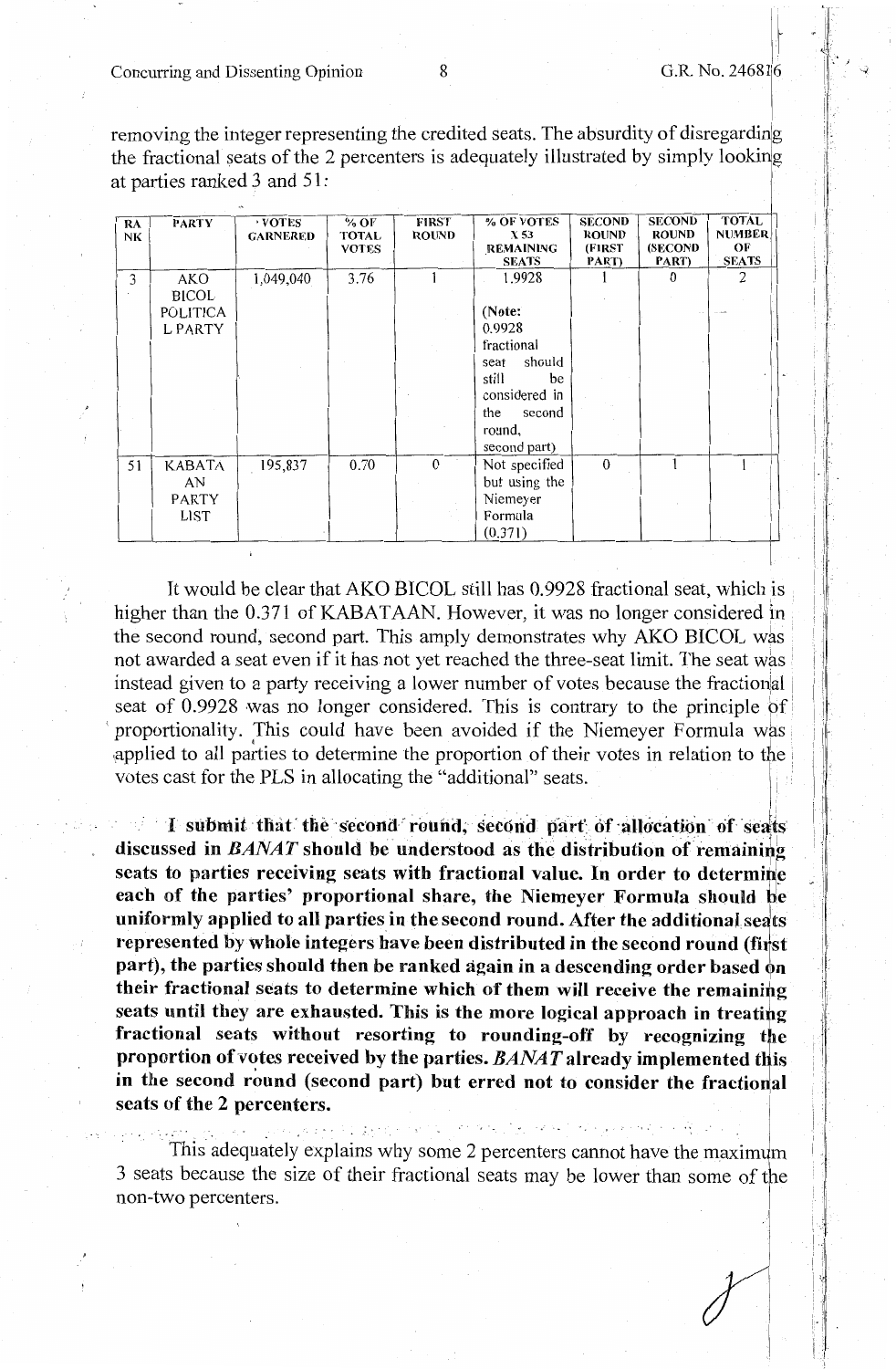removing the integer representing the credited seats. The absurdity of disregarding the fractional seats of the 2 percenters is adequately illustrated by simply looking at parties ranked 3 and 51:

| RANK | PARTY | VOTES GARNERED | % OF TOTAL VOTES | FIRST ROUND | % OF VOTES X 53 REMAINING SEATS | SECOND ROUND (FIRST PART) | SECOND ROUND (SECOND PART) | TOTAL NUMBER OF SEATS |
|---|---|---|---|---|---|---|---|---|
| 3 | AKO BICOL POLITICAL PARTY | 1,049,040 | 3.76 | 1 | 1.9928 (Note: 0.9928 fractional seat should still be considered in the second round, second part) | 1 | 0 | 2 |
| 51 | KABATAAN PARTY LIST | 195,837 | 0.70 | 0 | Not specified but using the Niemeyer Formula (0.371) | 0 | 1 | 1 |

It would be clear that AKO BICOL still has 0.9928 fractional seat, which is higher than the 0.371 of KABATAAN. However, it was no longer considered in the second round, second part. This amply demonstrates why AKO BICOL was not awarded a seat even if it has not yet reached the three-seat limit. The seat was instead given to a party receiving a lower number of votes because the fractional seat of 0.9928 was no longer considered. This is contrary to the principle of proportionality. This could have been avoided if the Niemeyer Formula was applied to all parties to determine the proportion of their votes in relation to the votes cast for the PLS in allocating the "additional" seats.

**I submit that the second round, second part of allocation of seats discussed in *BANAT* should be understood as the distribution of remaining seats to parties receiving seats with fractional value. In order to determine each of the parties' proportional share, the Niemeyer Formula should be uniformly applied to all parties in the second round. After the additional seats represented by whole integers have been distributed in the second round (first part), the parties should then be ranked again in a descending order based on their fractional seats to determine which of them will receive the remaining seats until they are exhausted. This is the more logical approach in treating fractional seats without resorting to rounding-off by recognizing the proportion of votes received by the parties. *BANAT* already implemented this in the second round (second part) but erred not to consider the fractional seats of the 2 percenters.**

This adequately explains why some 2 percenters cannot have the maximum 3 seats because the size of their fractional seats may be lower than some of the non-two percenters.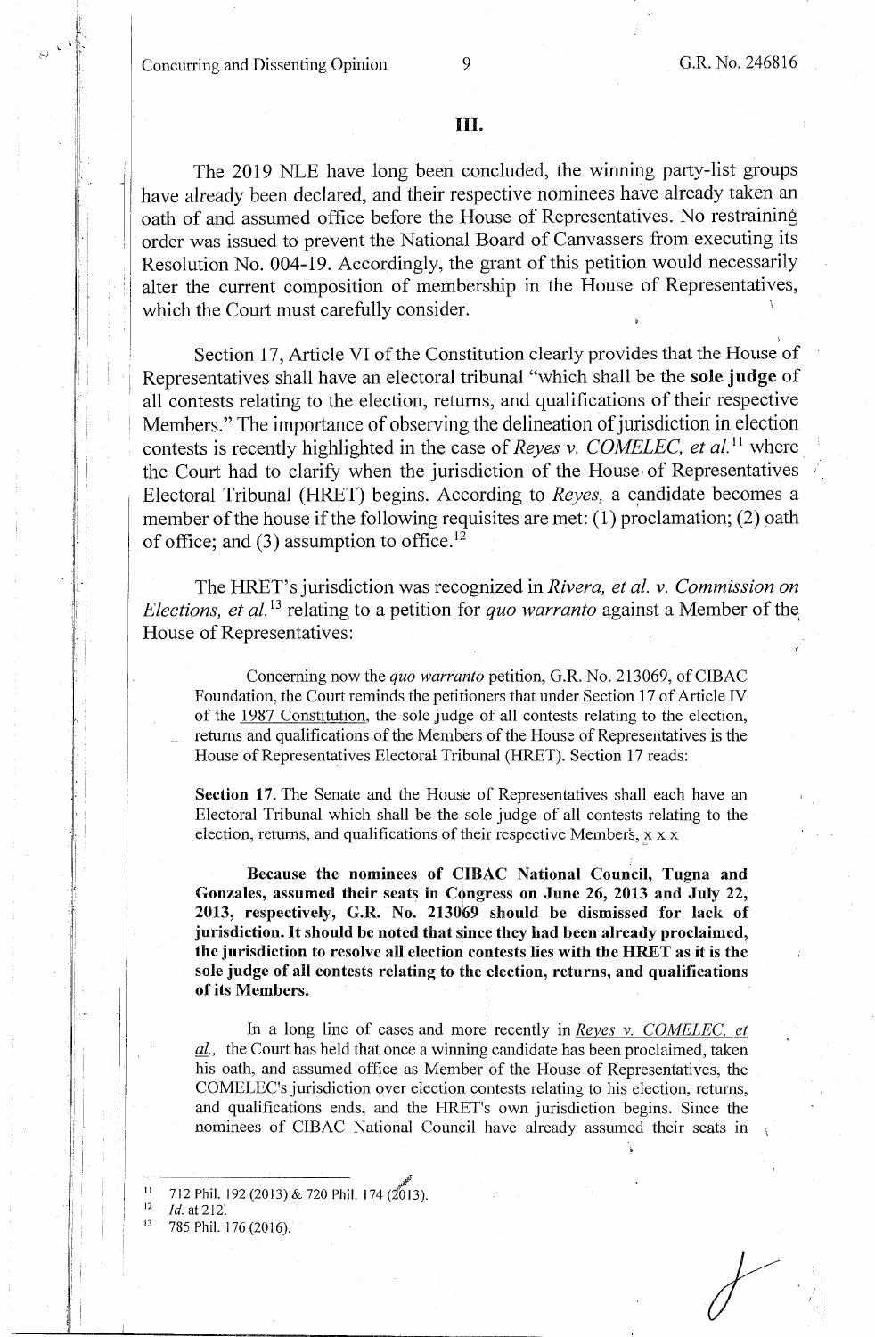## III.

The 2019 NLE have long been concluded, the winning party-list groups have already been declared, and their respective nominees have already taken an oath of and assumed office before the House of Representatives. No restraining order was issued to prevent the National Board of Canvassers from executing its Resolution No. 004-19. Accordingly, the grant of this petition would necessarily alter the current composition of membership in the House of Representatives, which the Court must carefully consider.

Section 17, Article VI of the Constitution clearly provides that the House of Representatives shall have an electoral tribunal "which shall be the **sole judge** of all contests relating to the election, returns, and qualifications of their respective Members." The importance of observing the delineation of jurisdiction in election contests is recently highlighted in the case of *Reyes v. COMELEC, et al.*[11] where the Court had to clarify when the jurisdiction of the House of Representatives Electoral Tribunal (HRET) begins. According to *Reyes,* a candidate becomes a member of the house if the following requisites are met: (1) proclamation; (2) oath of office; and (3) assumption to office.[12]

The HRET's jurisdiction was recognized in *Rivera, et al. v. Commission on Elections, et al.*[13] relating to a petition for *quo warranto* against a Member of the House of Representatives:

> Concerning now the *quo warranto* petition, G.R. No. 213069, of CIBAC Foundation, the Court reminds the petitioners that under Section 17 of Article IV of the 1987 Constitution, the sole judge of all contests relating to the election, returns and qualifications of the Members of the House of Representatives is the House of Representatives Electoral Tribunal (HRET). Section 17 reads:
>
> **Section 17.** The Senate and the House of Representatives shall each have an Electoral Tribunal which shall be the sole judge of all contests relating to the election, returns, and qualifications of their respective Members, x x x
>
> **Because the nominees of CIBAC National Council, Tugna and Gonzales, assumed their seats in Congress on June 26, 2013 and July 22, 2013, respectively, G.R. No. 213069 should be dismissed for lack of jurisdiction. It should be noted that since they had been already proclaimed, the jurisdiction to resolve all election contests lies with the HRET as it is the sole judge of all contests relating to the election, returns, and qualifications of its Members.**
>
> In a long line of cases and more recently in *Reyes v. COMELEC, et al.,* the Court has held that once a winning candidate has been proclaimed, taken his oath, and assumed office as Member of the House of Representatives, the COMELEC's jurisdiction over election contests relating to his election, returns, and qualifications ends, and the HRET's own jurisdiction begins. Since the nominees of CIBAC National Council have already assumed their seats in

---

[11] 712 Phil. 192 (2013) & 720 Phil. 174 (2013).

[12] *Id.* at 212.

[13] 785 Phil. 176 (2016).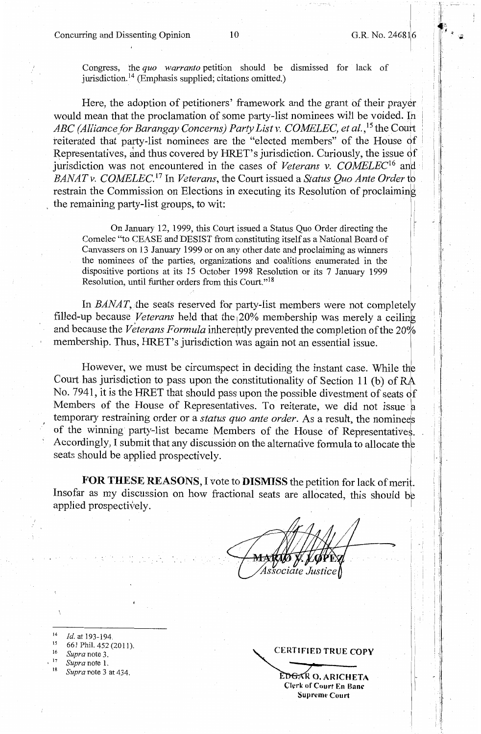Congress, the *quo warranto* petition should be dismissed for lack of jurisdiction.[14] (Emphasis supplied; citations omitted.)

Here, the adoption of petitioners' framework and the grant of their prayer would mean that the proclamation of some party-list nominees will be voided. In *ABC (Alliance for Barangay Concerns) Party List v. COMELEC, et al.*,[15] the Court reiterated that party-list nominees are the "elected members" of the House of Representatives, and thus covered by HRET's jurisdiction. Curiously, the issue of jurisdiction was not encountered in the cases of *Veterans v. COMELEC*[16] and *BANAT v. COMELEC*.[17] In *Veterans*, the Court issued a *Status Quo Ante Order* to restrain the Commission on Elections in executing its Resolution of proclaiming the remaining party-list groups, to wit:

> On January 12, 1999, this Court issued a Status Quo Order directing the Comelec "to CEASE and DESIST from constituting itself as a National Board of Canvassers on 13 January 1999 or on any other date and proclaiming as winners the nominees of the parties, organizations and coalitions enumerated in the dispositive portions at its 15 October 1998 Resolution or its 7 January 1999 Resolution, until further orders from this Court."[18]

In *BANAT*, the seats reserved for party-list members were not completely filled-up because *Veterans* held that the 20% membership was merely a ceiling and because the *Veterans Formula* inherently prevented the completion of the 20% membership. Thus, HRET's jurisdiction was again not an essential issue.

However, we must be circumspect in deciding the instant case. While the Court has jurisdiction to pass upon the constitutionality of Section 11 (b) of RA No. 7941, it is the HRET that should pass upon the possible divestment of seats of Members of the House of Representatives. To reiterate, we did not issue a temporary restraining order or a *status quo ante order*. As a result, the nominees of the winning party-list became Members of the House of Representatives. Accordingly, I submit that any discussion on the alternative formula to allocate the seats should be applied prospectively.

**FOR THESE REASONS**, I vote to **DISMISS** the petition for lack of merit. Insofar as my discussion on how fractional seats are allocated, this should be applied prospectively.

MARIO V. LOPEZ
*Associate Justice*

---

[14] *Id.* at 193-194.
[15] 661 Phil. 452 (2011).
[16] *Supra* note 3.
[17] *Supra* note 1.
[18] *Supra* note 3 at 434.

CERTIFIED TRUE COPY

EDGAR O. ARICHETA
Clerk of Court En Banc
Supreme Court